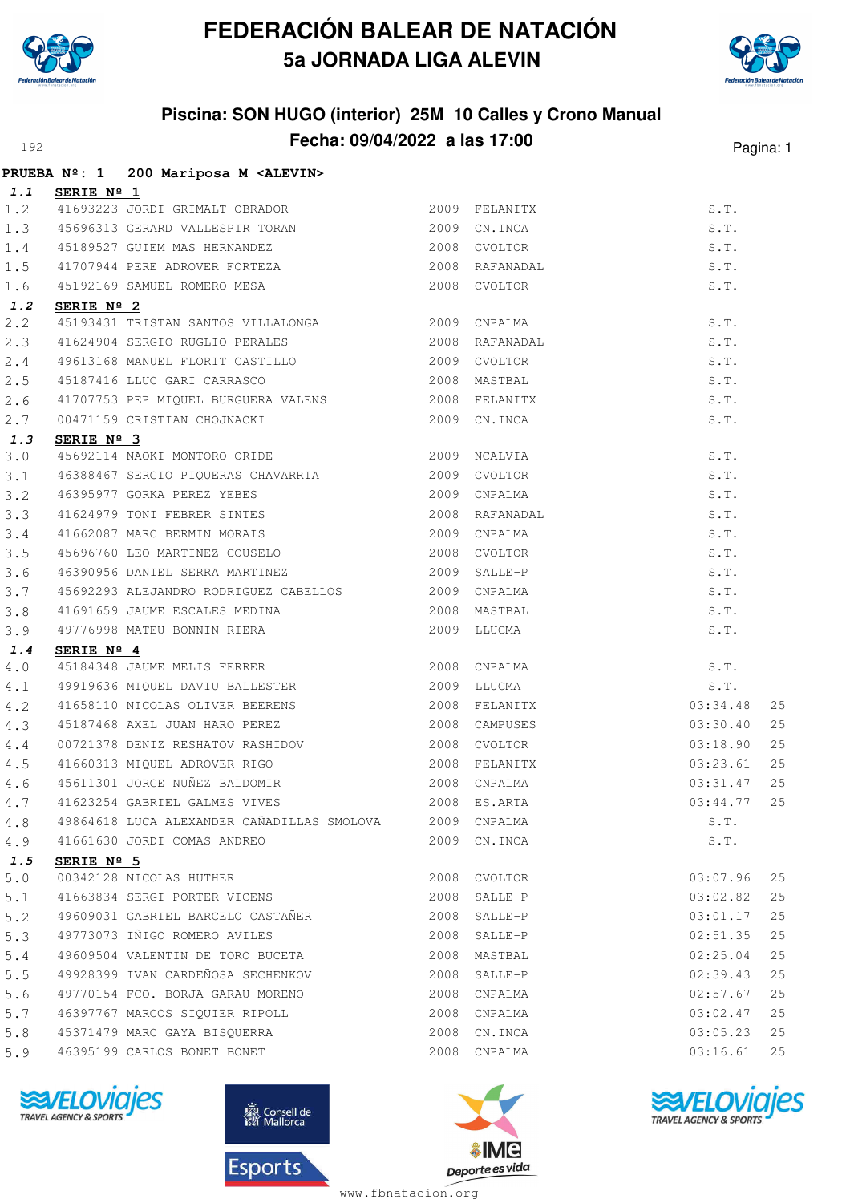# FEDERACIÓN BALEAR DE NATACIÓN

## 5a JORNADA LIGA ALEVIN

### Piscina: SON HUGO (interior) 25M 10 Calles y Crono Manual

### Fecha: 09/04/2022 a las 17:00

192

**PRUEBA Nº: 1 200 Mariposa M <ALEVIN>**

**1.1 SERIE Nº 1**

| | | | | | | |
|---|---|---|---|---|---|---|
| 1.2 | 41693223 | JORDI GRIMALT OBRADOR | 2009 | FELANITX | S.T. | |
| 1.3 | 45696313 | GERARD VALLESPIR TORAN | 2009 | CN.INCA | S.T. | |
| 1.4 | 45189527 | GUIEM MAS HERNANDEZ | 2008 | CVOLTOR | S.T. | |
| 1.5 | 41707944 | PERE ADROVER FORTEZA | 2008 | RAFANADAL | S.T. | |
| 1.6 | 45192169 | SAMUEL ROMERO MESA | 2008 | CVOLTOR | S.T. | |

**1.2 SERIE Nº 2**

| | | | | | | |
|---|---|---|---|---|---|---|
| 2.2 | 45193431 | TRISTAN SANTOS VILLALONGA | 2009 | CNPALMA | S.T. | |
| 2.3 | 41624904 | SERGIO RUGLIO PERALES | 2008 | RAFANADAL | S.T. | |
| 2.4 | 49613168 | MANUEL FLORIT CASTILLO | 2009 | CVOLTOR | S.T. | |
| 2.5 | 45187416 | LLUC GARI CARRASCO | 2008 | MASTBAL | S.T. | |
| 2.6 | 41707753 | PEP MIQUEL BURGUERA VALENS | 2008 | FELANITX | S.T. | |
| 2.7 | 00471159 | CRISTIAN CHOJNACKI | 2009 | CN.INCA | S.T. | |

**1.3 SERIE Nº 3**

| | | | | | | |
|---|---|---|---|---|---|---|
| 3.0 | 45692114 | NAOKI MONTORO ORIDE | 2009 | NCALVIA | S.T. | |
| 3.1 | 46388467 | SERGIO PIQUERAS CHAVARRIA | 2009 | CVOLTOR | S.T. | |
| 3.2 | 46395977 | GORKA PEREZ YEBES | 2009 | CNPALMA | S.T. | |
| 3.3 | 41624979 | TONI FEBRER SINTES | 2008 | RAFANADAL | S.T. | |
| 3.4 | 41662087 | MARC BERMIN MORAIS | 2009 | CNPALMA | S.T. | |
| 3.5 | 45696760 | LEO MARTINEZ COUSELO | 2008 | CVOLTOR | S.T. | |
| 3.6 | 46390956 | DANIEL SERRA MARTINEZ | 2009 | SALLE-P | S.T. | |
| 3.7 | 45692293 | ALEJANDRO RODRIGUEZ CABELLOS | 2009 | CNPALMA | S.T. | |
| 3.8 | 41691659 | JAUME ESCALES MEDINA | 2008 | MASTBAL | S.T. | |
| 3.9 | 49776998 | MATEU BONNIN RIERA | 2009 | LLUCMA | S.T. | |

**1.4 SERIE Nº 4**

| | | | | | | |
|---|---|---|---|---|---|---|
| 4.0 | 45184348 | JAUME MELIS FERRER | 2008 | CNPALMA | S.T. | |
| 4.1 | 49919636 | MIQUEL DAVIU BALLESTER | 2009 | LLUCMA | S.T. | |
| 4.2 | 41658110 | NICOLAS OLIVER BEERENS | 2008 | FELANITX | 03:34.48 | 25 |
| 4.3 | 45187468 | AXEL JUAN HARO PEREZ | 2008 | CAMPUSES | 03:30.40 | 25 |
| 4.4 | 00721378 | DENIZ RESHATOV RASHIDOV | 2008 | CVOLTOR | 03:18.90 | 25 |
| 4.5 | 41660313 | MIQUEL ADROVER RIGO | 2008 | FELANITX | 03:23.61 | 25 |
| 4.6 | 45611301 | JORGE NUÑEZ BALDOMIR | 2008 | CNPALMA | 03:31.47 | 25 |
| 4.7 | 41623254 | GABRIEL GALMES VIVES | 2008 | ES.ARTA | 03:44.77 | 25 |
| 4.8 | 49864618 | LUCA ALEXANDER CAÑADILLAS SMOLOVA | 2009 | CNPALMA | S.T. | |
| 4.9 | 41661630 | JORDI COMAS ANDREO | 2009 | CN.INCA | S.T. | |

**1.5 SERIE Nº 5**

| | | | | | | |
|---|---|---|---|---|---|---|
| 5.0 | 00342128 | NICOLAS HUTHER | 2008 | CVOLTOR | 03:07.96 | 25 |
| 5.1 | 41663834 | SERGI PORTER VICENS | 2008 | SALLE-P | 03:02.82 | 25 |
| 5.2 | 49609031 | GABRIEL BARCELO CASTAÑER | 2008 | SALLE-P | 03:01.17 | 25 |
| 5.3 | 49773073 | IÑIGO ROMERO AVILES | 2008 | SALLE-P | 02:51.35 | 25 |
| 5.4 | 49609504 | VALENTIN DE TORO BUCETA | 2008 | MASTBAL | 02:25.04 | 25 |
| 5.5 | 49928399 | IVAN CARDEÑOSA SECHENKOV | 2008 | SALLE-P | 02:39.43 | 25 |
| 5.6 | 49770154 | FCO. BORJA GARAU MORENO | 2008 | CNPALMA | 02:57.67 | 25 |
| 5.7 | 46397767 | MARCOS SIQUIER RIPOLL | 2008 | CNPALMA | 03:02.47 | 25 |
| 5.8 | 45371479 | MARC GAYA BISQUERRA | 2008 | CN.INCA | 03:05.23 | 25 |
| 5.9 | 46395199 | CARLOS BONET BONET | 2008 | CNPALMA | 03:16.61 | 25 |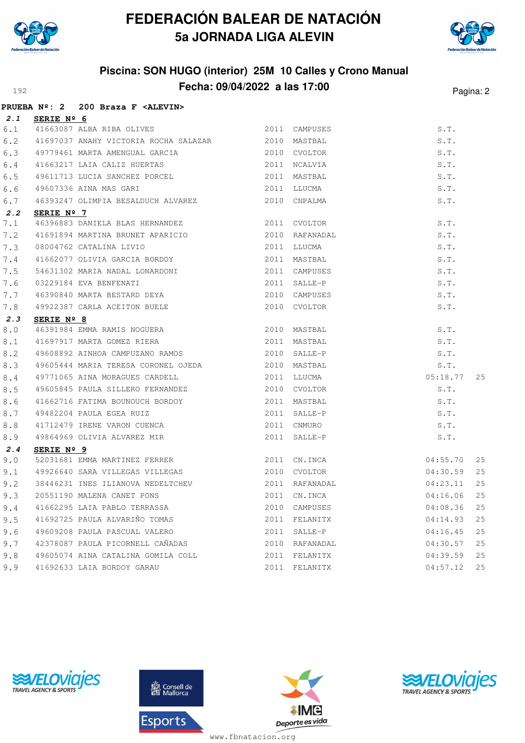# FEDERACIÓN BALEAR DE NATACIÓN
## 5a JORNADA LIGA ALEVIN

### Piscina: SON HUGO (interior) 25M 10 Calles y Crono Manual
### Fecha: 09/04/2022 a las 17:00

**PRUEBA Nº: 2 200 Braza F <ALEVIN>**

**2.1 SERIE Nº 6**

| | | | | | | |
|---|---|---|---|---|---|---|
| 6.1 | 41663087 | ALBA RIBA OLIVES | 2011 | CAMPUSES | S.T. | |
| 6.2 | 41697037 | ANAHY VICTORIA ROCHA SALAZAR | 2010 | MASTBAL | S.T. | |
| 6.3 | 49779461 | MARTA AMENGUAL GARCIA | 2010 | CVOLTOR | S.T. | |
| 6.4 | 41663217 | LAIA CALIZ HUERTAS | 2011 | NCALVIA | S.T. | |
| 6.5 | 49611713 | LUCIA SANCHEZ PORCEL | 2011 | MASTBAL | S.T. | |
| 6.6 | 49607336 | AINA MAS GARI | 2011 | LLUCMA | S.T. | |
| 6.7 | 46393247 | OLIMPIA BESALDUCH ALVAREZ | 2010 | CNPALMA | S.T. | |

**2.2 SERIE Nº 7**

| | | | | | | |
|---|---|---|---|---|---|---|
| 7.1 | 46396883 | DANIELA BLAS HERNANDEZ | 2011 | CVOLTOR | S.T. | |
| 7.2 | 41691894 | MARTINA BRUNET APARICIO | 2010 | RAFANADAL | S.T. | |
| 7.3 | 08004762 | CATALINA LIVIO | 2011 | LLUCMA | S.T. | |
| 7.4 | 41662077 | OLIVIA GARCIA BORDOY | 2011 | MASTBAL | S.T. | |
| 7.5 | 54631302 | MARIA NADAL LONARDONI | 2011 | CAMPUSES | S.T. | |
| 7.6 | 03229184 | EVA BENFENATI | 2011 | SALLE-P | S.T. | |
| 7.7 | 46390840 | MARTA BESTARD DEYA | 2010 | CAMPUSES | S.T. | |
| 7.8 | 49922387 | CARLA ACEITON BUELE | 2010 | CVOLTOR | S.T. | |

**2.3 SERIE Nº 8**

| | | | | | | |
|---|---|---|---|---|---|---|
| 8.0 | 46391984 | EMMA RAMIS NOGUERA | 2010 | MASTBAL | S.T. | |
| 8.1 | 41697917 | MARTA GOMEZ RIERA | 2011 | MASTBAL | S.T. | |
| 8.2 | 49608892 | AINHOA CAMPUZANO RAMOS | 2010 | SALLE-P | S.T. | |
| 8.3 | 49605444 | MARIA TERESA CORONEL OJEDA | 2010 | MASTBAL | S.T. | |
| 8.4 | 49771065 | AINA MORAGUES CARDELL | 2011 | LLUCMA | 05:18.77 | 25 |
| 8.5 | 49605845 | PAULA SILLERO FERNANDEZ | 2010 | CVOLTOR | S.T. | |
| 8.6 | 41662716 | FATIMA BOUNOUCH BORDOY | 2011 | MASTBAL | S.T. | |
| 8.7 | 49482204 | PAULA EGEA RUIZ | 2011 | SALLE-P | S.T. | |
| 8.8 | 41712479 | IRENE VARON CUENCA | 2011 | CNMURO | S.T. | |
| 8.9 | 49864969 | OLIVIA ALVAREZ MIR | 2011 | SALLE-P | S.T. | |

**2.4 SERIE Nº 9**

| | | | | | | |
|---|---|---|---|---|---|---|
| 9.0 | 52031681 | EMMA MARTINEZ FERRER | 2011 | CN.INCA | 04:55.70 | 25 |
| 9.1 | 49926640 | SARA VILLEGAS VILLEGAS | 2010 | CVOLTOR | 04:30.59 | 25 |
| 9.2 | 38446231 | INES ILIANOVA NEDELTCHEV | 2011 | RAFANADAL | 04:23.11 | 25 |
| 9.3 | 20551190 | MALENA CANET PONS | 2011 | CN.INCA | 04:16.06 | 25 |
| 9.4 | 41662295 | LAIA PABLO TERRASSA | 2010 | CAMPUSES | 04:08.36 | 25 |
| 9.5 | 41692725 | PAULA ALVARIÑO TOMAS | 2011 | FELANITX | 04:14.93 | 25 |
| 9.6 | 49609208 | PAULA PASCUAL VALERO | 2011 | SALLE-P | 04:16.45 | 25 |
| 9.7 | 42378087 | PAULA PICORNELL CAÑADAS | 2010 | RAFANADAL | 04:30.57 | 25 |
| 9.8 | 49605074 | AINA CATALINA GOMILA COLL | 2011 | FELANITX | 04:39.59 | 25 |
| 9.9 | 41692633 | LAIA BORDOY GARAU | 2011 | FELANITX | 04:57.12 | 25 |

www.fbnatacion.org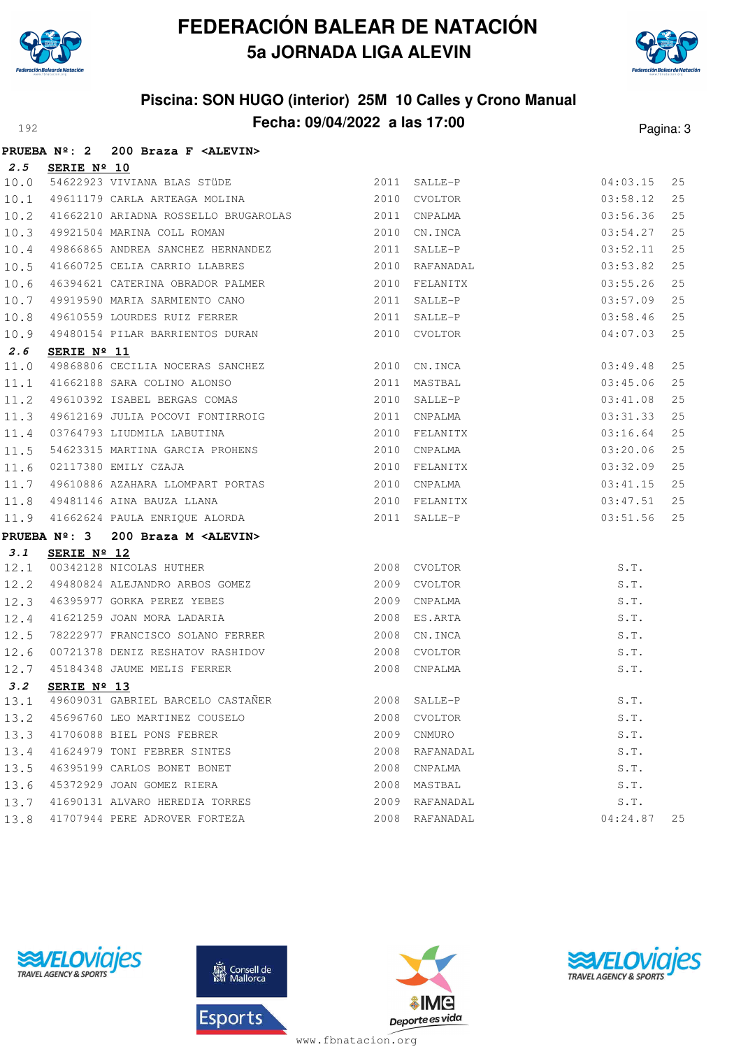# FEDERACIÓN BALEAR DE NATACIÓN
## 5a JORNADA LIGA ALEVIN

### Piscina: SON HUGO (interior) 25M 10 Calles y Crono Manual
### Fecha: 09/04/2022 a las 17:00

192

**PRUEBA Nº: 2 200 Braza F <ALEVIN>**

**2.5 SERIE Nº 10**

| | | | | | | |
|---|---|---|---|---|---|---|
| 10.0 | 54622923 | VIVIANA BLAS STÜDE | 2011 | SALLE-P | 04:03.15 | 25 |
| 10.1 | 49611179 | CARLA ARTEAGA MOLINA | 2010 | CVOLTOR | 03:58.12 | 25 |
| 10.2 | 41662210 | ARIADNA ROSSELLO BRUGAROLAS | 2011 | CNPALMA | 03:56.36 | 25 |
| 10.3 | 49921504 | MARINA COLL ROMAN | 2010 | CN.INCA | 03:54.27 | 25 |
| 10.4 | 49866865 | ANDREA SANCHEZ HERNANDEZ | 2011 | SALLE-P | 03:52.11 | 25 |
| 10.5 | 41660725 | CELIA CARRIO LLABRES | 2010 | RAFANADAL | 03:53.82 | 25 |
| 10.6 | 46394621 | CATERINA OBRADOR PALMER | 2010 | FELANITX | 03:55.26 | 25 |
| 10.7 | 49919590 | MARIA SARMIENTO CANO | 2011 | SALLE-P | 03:57.09 | 25 |
| 10.8 | 49610559 | LOURDES RUIZ FERRER | 2011 | SALLE-P | 03:58.46 | 25 |
| 10.9 | 49480154 | PILAR BARRIENTOS DURAN | 2010 | CVOLTOR | 04:07.03 | 25 |

**2.6 SERIE Nº 11**

| | | | | | | |
|---|---|---|---|---|---|---|
| 11.0 | 49868806 | CECILIA NOCERAS SANCHEZ | 2010 | CN.INCA | 03:49.48 | 25 |
| 11.1 | 41662188 | SARA COLINO ALONSO | 2011 | MASTBAL | 03:45.06 | 25 |
| 11.2 | 49610392 | ISABEL BERGAS COMAS | 2010 | SALLE-P | 03:41.08 | 25 |
| 11.3 | 49612169 | JULIA POCOVI FONTIRROIG | 2011 | CNPALMA | 03:31.33 | 25 |
| 11.4 | 03764793 | LIUDMILA LABUTINA | 2010 | FELANITX | 03:16.64 | 25 |
| 11.5 | 54623315 | MARTINA GARCIA PROHENS | 2010 | CNPALMA | 03:20.06 | 25 |
| 11.6 | 02117380 | EMILY CZAJA | 2010 | FELANITX | 03:32.09 | 25 |
| 11.7 | 49610886 | AZAHARA LLOMPART PORTAS | 2010 | CNPALMA | 03:41.15 | 25 |
| 11.8 | 49481146 | AINA BAUZA LLANA | 2010 | FELANITX | 03:47.51 | 25 |
| 11.9 | 41662624 | PAULA ENRIQUE ALORDA | 2011 | SALLE-P | 03:51.56 | 25 |

**PRUEBA Nº: 3 200 Braza M <ALEVIN>**

**3.1 SERIE Nº 12**

| | | | | | | |
|---|---|---|---|---|---|---|
| 12.1 | 00342128 | NICOLAS HUTHER | 2008 | CVOLTOR | S.T. | |
| 12.2 | 49480824 | ALEJANDRO ARBOS GOMEZ | 2009 | CVOLTOR | S.T. | |
| 12.3 | 46395977 | GORKA PEREZ YEBES | 2009 | CNPALMA | S.T. | |
| 12.4 | 41621259 | JOAN MORA LADARIA | 2008 | ES.ARTA | S.T. | |
| 12.5 | 78222977 | FRANCISCO SOLANO FERRER | 2008 | CN.INCA | S.T. | |
| 12.6 | 00721378 | DENIZ RESHATOV RASHIDOV | 2008 | CVOLTOR | S.T. | |
| 12.7 | 45184348 | JAUME MELIS FERRER | 2008 | CNPALMA | S.T. | |

**3.2 SERIE Nº 13**

| | | | | | | |
|---|---|---|---|---|---|---|
| 13.1 | 49609031 | GABRIEL BARCELO CASTAÑER | 2008 | SALLE-P | S.T. | |
| 13.2 | 45696760 | LEO MARTINEZ COUSELO | 2008 | CVOLTOR | S.T. | |
| 13.3 | 41706088 | BIEL PONS FEBRER | 2009 | CNMURO | S.T. | |
| 13.4 | 41624979 | TONI FEBRER SINTES | 2008 | RAFANADAL | S.T. | |
| 13.5 | 46395199 | CARLOS BONET BONET | 2008 | CNPALMA | S.T. | |
| 13.6 | 45372929 | JOAN GOMEZ RIERA | 2008 | MASTBAL | S.T. | |
| 13.7 | 41690131 | ALVARO HEREDIA TORRES | 2009 | RAFANADAL | S.T. | |
| 13.8 | 41707944 | PERE ADROVER FORTEZA | 2008 | RAFANADAL | 04:24.87 | 25 |

www.fbnatacion.org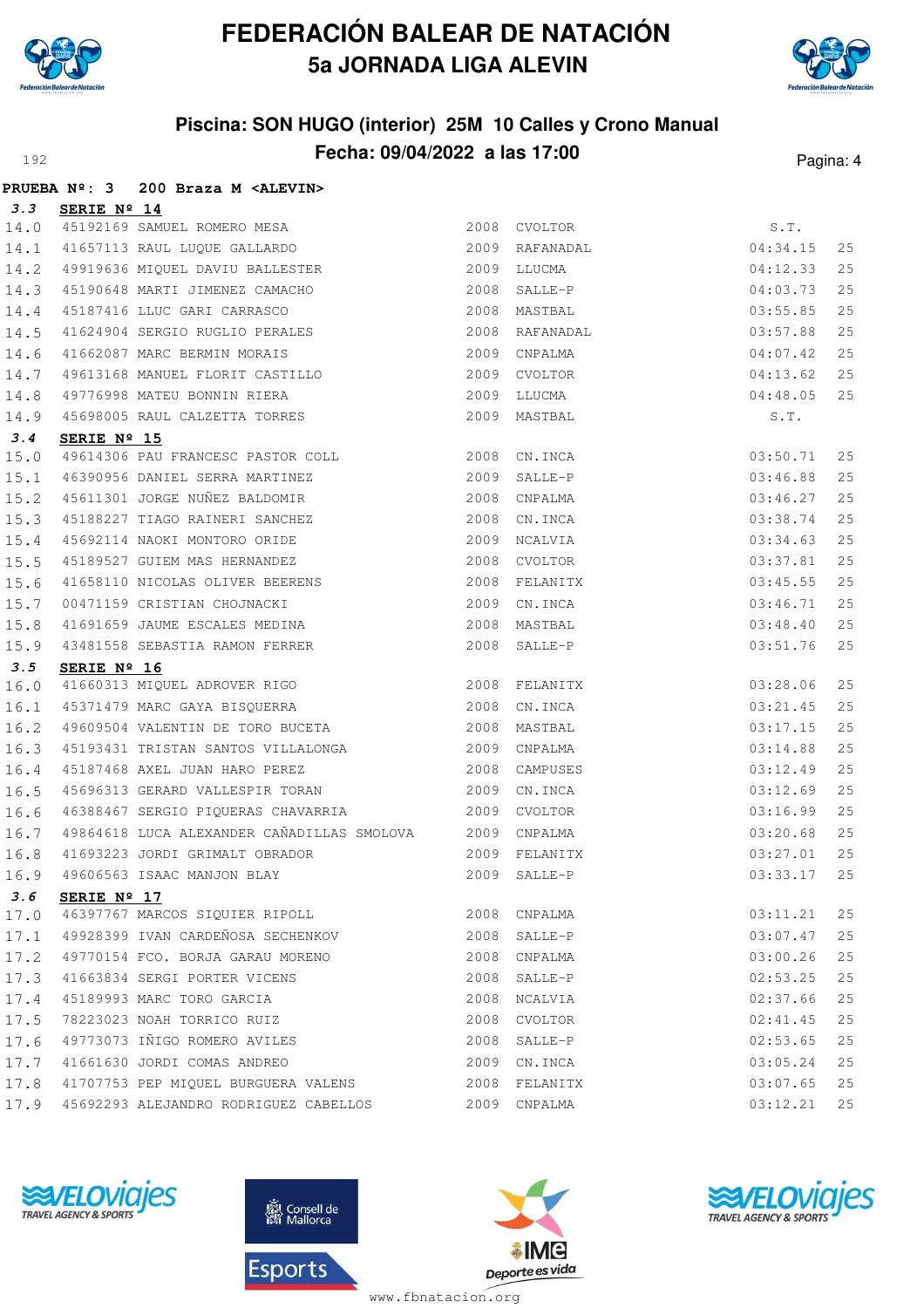# FEDERACIÓN BALEAR DE NATACIÓN
## 5a JORNADA LIGA ALEVIN

### Piscina: SON HUGO (interior) 25M 10 Calles y Crono Manual
### Fecha: 09/04/2022 a las 17:00

**PRUEBA Nº: 3 200 Braza M <ALEVIN>**

**3.3 SERIE Nº 14**

| | | | | | | |
|---|---|---|---|---|---|---|
| 14.0 | 45192169 | SAMUEL ROMERO MESA | 2008 | CVOLTOR | S.T. | |
| 14.1 | 41657113 | RAUL LUQUE GALLARDO | 2009 | RAFANADAL | 04:34.15 | 25 |
| 14.2 | 49919636 | MIQUEL DAVIU BALLESTER | 2009 | LLUCMA | 04:12.33 | 25 |
| 14.3 | 45190648 | MARTI JIMENEZ CAMACHO | 2008 | SALLE-P | 04:03.73 | 25 |
| 14.4 | 45187416 | LLUC GARI CARRASCO | 2008 | MASTBAL | 03:55.85 | 25 |
| 14.5 | 41624904 | SERGIO RUGLIO PERALES | 2008 | RAFANADAL | 03:57.88 | 25 |
| 14.6 | 41662087 | MARC BERMIN MORAIS | 2009 | CNPALMA | 04:07.42 | 25 |
| 14.7 | 49613168 | MANUEL FLORIT CASTILLO | 2009 | CVOLTOR | 04:13.62 | 25 |
| 14.8 | 49776998 | MATEU BONNIN RIERA | 2009 | LLUCMA | 04:48.05 | 25 |
| 14.9 | 45698005 | RAUL CALZETTA TORRES | 2009 | MASTBAL | S.T. | |

**3.4 SERIE Nº 15**

| | | | | | | |
|---|---|---|---|---|---|---|
| 15.0 | 49614306 | PAU FRANCESC PASTOR COLL | 2008 | CN.INCA | 03:50.71 | 25 |
| 15.1 | 46390956 | DANIEL SERRA MARTINEZ | 2009 | SALLE-P | 03:46.88 | 25 |
| 15.2 | 45611301 | JORGE NUÑEZ BALDOMIR | 2008 | CNPALMA | 03:46.27 | 25 |
| 15.3 | 45188227 | TIAGO RAINERI SANCHEZ | 2008 | CN.INCA | 03:38.74 | 25 |
| 15.4 | 45692114 | NAOKI MONTORO ORIDE | 2009 | NCALVIA | 03:34.63 | 25 |
| 15.5 | 45189527 | GUIEM MAS HERNANDEZ | 2008 | CVOLTOR | 03:37.81 | 25 |
| 15.6 | 41658110 | NICOLAS OLIVER BEERENS | 2008 | FELANITX | 03:45.55 | 25 |
| 15.7 | 00471159 | CRISTIAN CHOJNACKI | 2009 | CN.INCA | 03:46.71 | 25 |
| 15.8 | 41691659 | JAUME ESCALES MEDINA | 2008 | MASTBAL | 03:48.40 | 25 |
| 15.9 | 43481558 | SEBASTIA RAMON FERRER | 2008 | SALLE-P | 03:51.76 | 25 |

**3.5 SERIE Nº 16**

| | | | | | | |
|---|---|---|---|---|---|---|
| 16.0 | 41660313 | MIQUEL ADROVER RIGO | 2008 | FELANITX | 03:28.06 | 25 |
| 16.1 | 45371479 | MARC GAYA BISQUERRA | 2008 | CN.INCA | 03:21.45 | 25 |
| 16.2 | 49609504 | VALENTIN DE TORO BUCETA | 2008 | MASTBAL | 03:17.15 | 25 |
| 16.3 | 45193431 | TRISTAN SANTOS VILLALONGA | 2009 | CNPALMA | 03:14.88 | 25 |
| 16.4 | 45187468 | AXEL JUAN HARO PEREZ | 2008 | CAMPUSES | 03:12.49 | 25 |
| 16.5 | 45696313 | GERARD VALLESPIR TORAN | 2009 | CN.INCA | 03:12.69 | 25 |
| 16.6 | 46388467 | SERGIO PIQUERAS CHAVARRIA | 2009 | CVOLTOR | 03:16.99 | 25 |
| 16.7 | 49864618 | LUCA ALEXANDER CAÑADILLAS SMOLOVA | 2009 | CNPALMA | 03:20.68 | 25 |
| 16.8 | 41693223 | JORDI GRIMALT OBRADOR | 2009 | FELANITX | 03:27.01 | 25 |
| 16.9 | 49606563 | ISAAC MANJON BLAY | 2009 | SALLE-P | 03:33.17 | 25 |

**3.6 SERIE Nº 17**

| | | | | | | |
|---|---|---|---|---|---|---|
| 17.0 | 46397767 | MARCOS SIQUIER RIPOLL | 2008 | CNPALMA | 03:11.21 | 25 |
| 17.1 | 49928399 | IVAN CARDEÑOSA SECHENKOV | 2008 | SALLE-P | 03:07.47 | 25 |
| 17.2 | 49770154 | FCO. BORJA GARAU MORENO | 2008 | CNPALMA | 03:00.26 | 25 |
| 17.3 | 41663834 | SERGI PORTER VICENS | 2008 | SALLE-P | 02:53.25 | 25 |
| 17.4 | 45189993 | MARC TORO GARCIA | 2008 | NCALVIA | 02:37.66 | 25 |
| 17.5 | 78223023 | NOAH TORRICO RUIZ | 2008 | CVOLTOR | 02:41.45 | 25 |
| 17.6 | 49773073 | IÑIGO ROMERO AVILES | 2008 | SALLE-P | 02:53.65 | 25 |
| 17.7 | 41661630 | JORDI COMAS ANDREO | 2009 | CN.INCA | 03:05.24 | 25 |
| 17.8 | 41707753 | PEP MIQUEL BURGUERA VALENS | 2008 | FELANITX | 03:07.65 | 25 |
| 17.9 | 45692293 | ALEJANDRO RODRIGUEZ CABELLOS | 2009 | CNPALMA | 03:12.21 | 25 |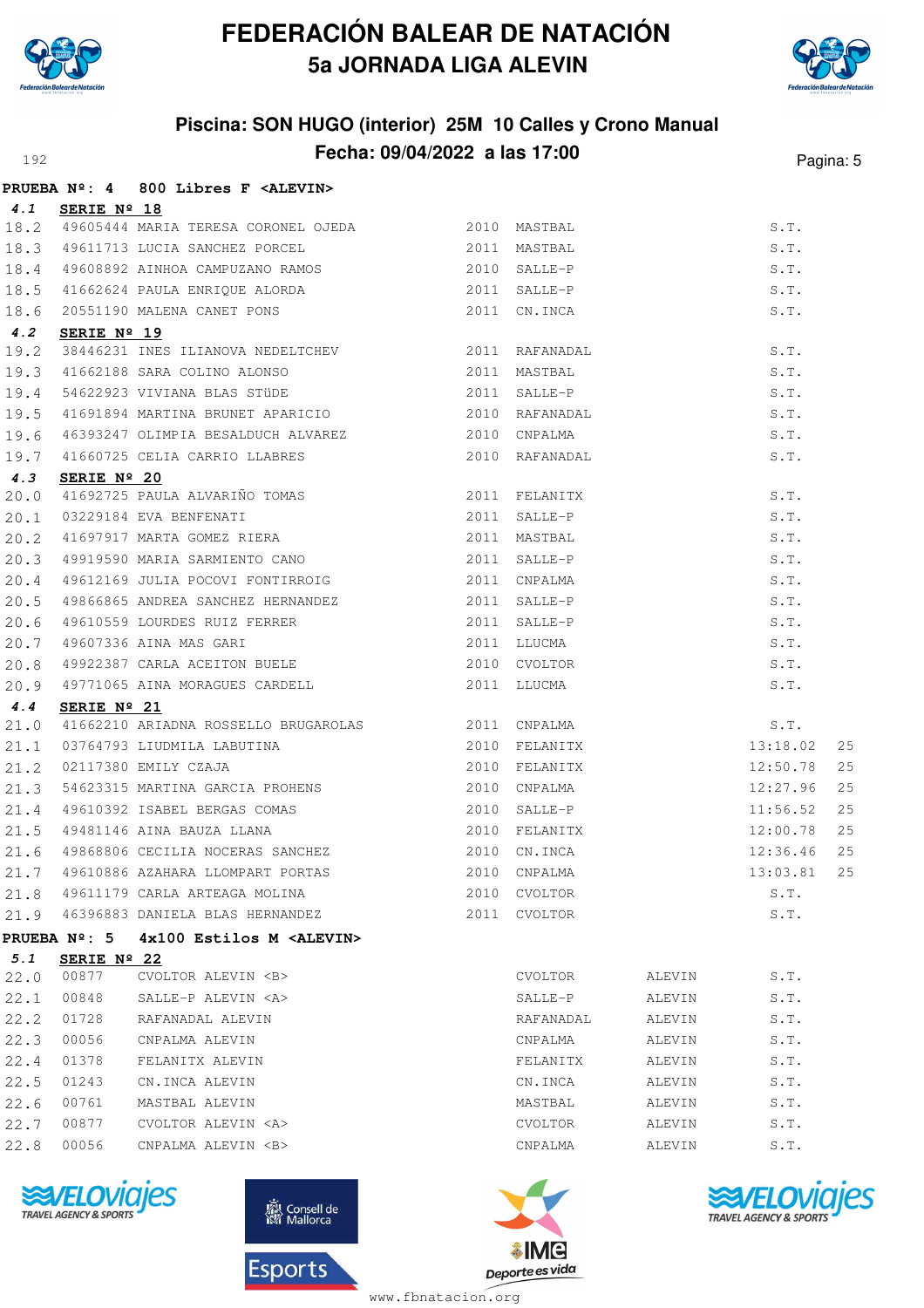# FEDERACIÓN BALEAR DE NATACIÓN
## 5a JORNADA LIGA ALEVIN

### Piscina: SON HUGO (interior) 25M 10 Calles y Crono Manual
### Fecha: 09/04/2022 a las 17:00

**PRUEBA Nº: 4 800 Libres F <ALEVIN>**

**4.1 SERIE Nº 18**

| | | | | | |
|---|---|---|---|---|---|
| 18.2 | 49605444 MARIA TERESA CORONEL OJEDA | 2010 | MASTBAL | S.T. | |
| 18.3 | 49611713 LUCIA SANCHEZ PORCEL | 2011 | MASTBAL | S.T. | |
| 18.4 | 49608892 AINHOA CAMPUZANO RAMOS | 2010 | SALLE-P | S.T. | |
| 18.5 | 41662624 PAULA ENRIQUE ALORDA | 2011 | SALLE-P | S.T. | |
| 18.6 | 20551190 MALENA CANET PONS | 2011 | CN.INCA | S.T. | |

**4.2 SERIE Nº 19**

| | | | | | |
|---|---|---|---|---|---|
| 19.2 | 38446231 INES ILIANOVA NEDELTCHEV | 2011 | RAFANADAL | S.T. | |
| 19.3 | 41662188 SARA COLINO ALONSO | 2011 | MASTBAL | S.T. | |
| 19.4 | 54622923 VIVIANA BLAS STÜDE | 2011 | SALLE-P | S.T. | |
| 19.5 | 41691894 MARTINA BRUNET APARICIO | 2010 | RAFANADAL | S.T. | |
| 19.6 | 46393247 OLIMPIA BESALDUCH ALVAREZ | 2010 | CNPALMA | S.T. | |
| 19.7 | 41660725 CELIA CARRIO LLABRES | 2010 | RAFANADAL | S.T. | |

**4.3 SERIE Nº 20**

| | | | | | |
|---|---|---|---|---|---|
| 20.0 | 41692725 PAULA ALVARIÑO TOMAS | 2011 | FELANITX | S.T. | |
| 20.1 | 03229184 EVA BENFENATI | 2011 | SALLE-P | S.T. | |
| 20.2 | 41697917 MARTA GOMEZ RIERA | 2011 | MASTBAL | S.T. | |
| 20.3 | 49919590 MARIA SARMIENTO CANO | 2011 | SALLE-P | S.T. | |
| 20.4 | 49612169 JULIA POCOVI FONTIRROIG | 2011 | CNPALMA | S.T. | |
| 20.5 | 49866865 ANDREA SANCHEZ HERNANDEZ | 2011 | SALLE-P | S.T. | |
| 20.6 | 49610559 LOURDES RUIZ FERRER | 2011 | SALLE-P | S.T. | |
| 20.7 | 49607336 AINA MAS GARI | 2011 | LLUCMA | S.T. | |
| 20.8 | 49922387 CARLA ACEITON BUELE | 2010 | CVOLTOR | S.T. | |
| 20.9 | 49771065 AINA MORAGUES CARDELL | 2011 | LLUCMA | S.T. | |

**4.4 SERIE Nº 21**

| | | | | | |
|---|---|---|---|---|---|
| 21.0 | 41662210 ARIADNA ROSSELLO BRUGAROLAS | 2011 | CNPALMA | S.T. | |
| 21.1 | 03764793 LIUDMILA LABUTINA | 2010 | FELANITX | 13:18.02 | 25 |
| 21.2 | 02117380 EMILY CZAJA | 2010 | FELANITX | 12:50.78 | 25 |
| 21.3 | 54623315 MARTINA GARCIA PROHENS | 2010 | CNPALMA | 12:27.96 | 25 |
| 21.4 | 49610392 ISABEL BERGAS COMAS | 2010 | SALLE-P | 11:56.52 | 25 |
| 21.5 | 49481146 AINA BAUZA LLANA | 2010 | FELANITX | 12:00.78 | 25 |
| 21.6 | 49868806 CECILIA NOCERAS SANCHEZ | 2010 | CN.INCA | 12:36.46 | 25 |
| 21.7 | 49610886 AZAHARA LLOMPART PORTAS | 2010 | CNPALMA | 13:03.81 | 25 |
| 21.8 | 49611179 CARLA ARTEAGA MOLINA | 2010 | CVOLTOR | S.T. | |
| 21.9 | 46396883 DANIELA BLAS HERNANDEZ | 2011 | CVOLTOR | S.T. | |

**PRUEBA Nº: 5 4x100 Estilos M <ALEVIN>**

**5.1 SERIE Nº 22**

| | | | | | |
|---|---|---|---|---|---|
| 22.0 | 00877 CVOLTOR ALEVIN <B> | CVOLTOR | ALEVIN | S.T. | |
| 22.1 | 00848 SALLE-P ALEVIN <A> | SALLE-P | ALEVIN | S.T. | |
| 22.2 | 01728 RAFANADAL ALEVIN | RAFANADAL | ALEVIN | S.T. | |
| 22.3 | 00056 CNPALMA ALEVIN | CNPALMA | ALEVIN | S.T. | |
| 22.4 | 01378 FELANITX ALEVIN | FELANITX | ALEVIN | S.T. | |
| 22.5 | 01243 CN.INCA ALEVIN | CN.INCA | ALEVIN | S.T. | |
| 22.6 | 00761 MASTBAL ALEVIN | MASTBAL | ALEVIN | S.T. | |
| 22.7 | 00877 CVOLTOR ALEVIN <A> | CVOLTOR | ALEVIN | S.T. | |
| 22.8 | 00056 CNPALMA ALEVIN <B> | CNPALMA | ALEVIN | S.T. | |

www.fbnatacion.org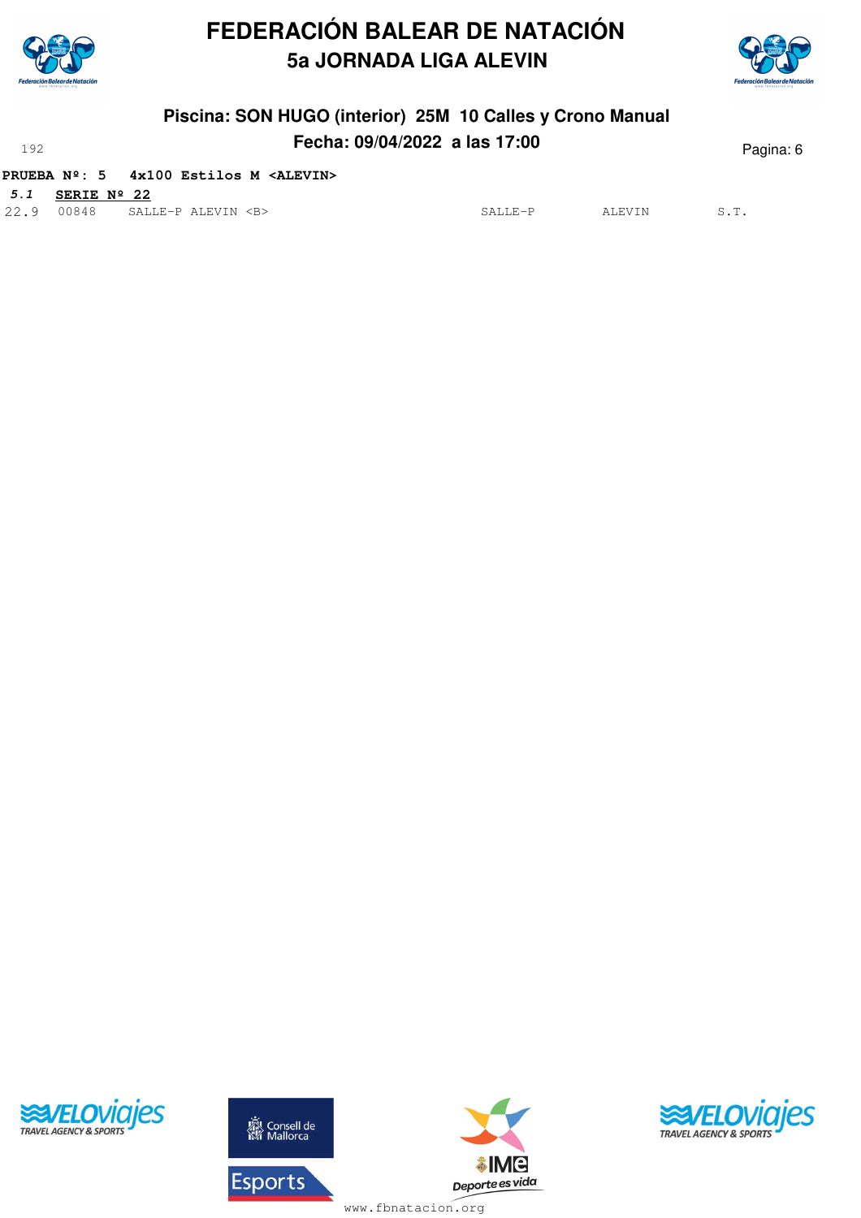# FEDERACIÓN BALEAR DE NATACIÓN

## 5a JORNADA LIGA ALEVIN

### Piscina: SON HUGO (interior) 25M 10 Calles y Crono Manual

### Fecha: 09/04/2022 a las 17:00

192

**PRUEBA Nº: 5 4x100 Estilos M <ALEVIN>**

***5.1*** **SERIE Nº 22**

| | | | | | |
|---|---|---|---|---|---|
| 22.9 | 00848 | SALLE-P ALEVIN <B> | SALLE-P | ALEVIN | S.T. |